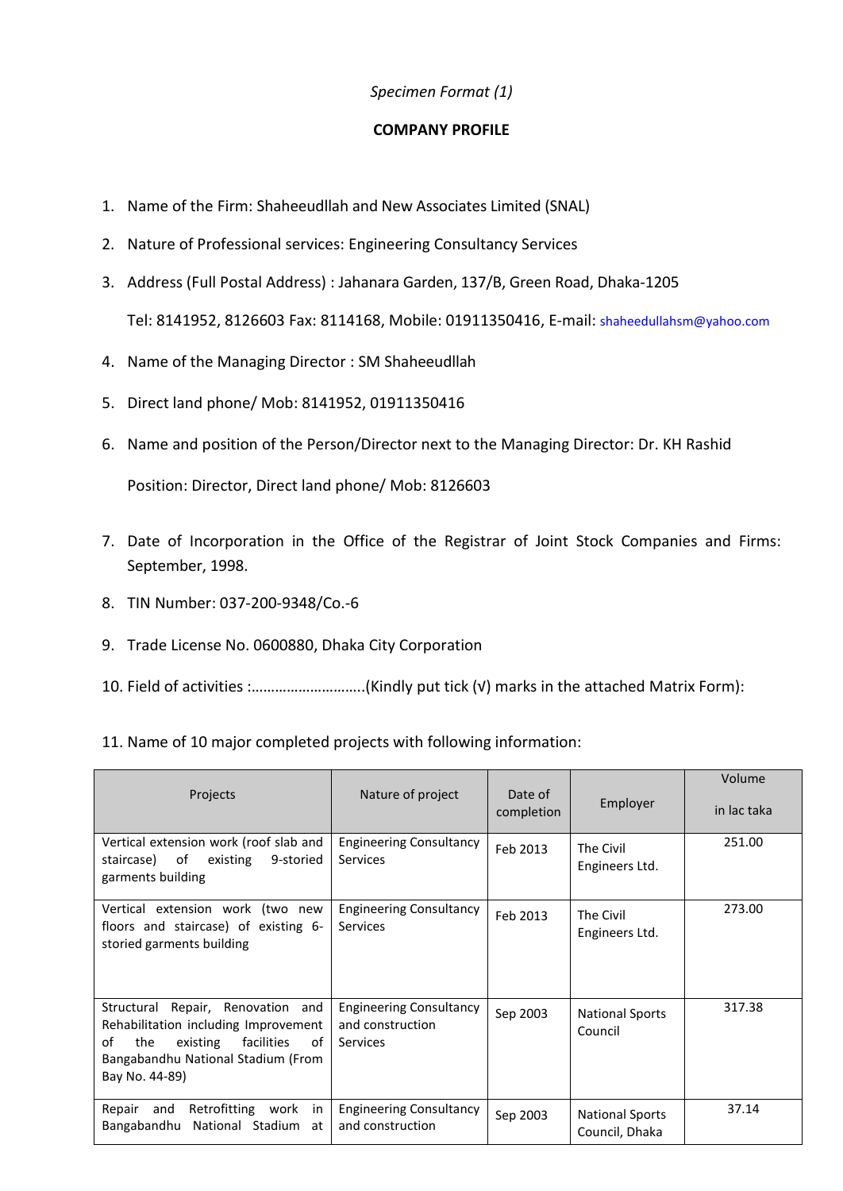*Specimen Format (1)*

**COMPANY PROFILE**

1. Name of the Firm: Shaheeudllah and New Associates Limited (SNAL)
2. Nature of Professional services: Engineering Consultancy Services
3. Address (Full Postal Address) : Jahanara Garden, 137/B, Green Road, Dhaka-1205

   Tel: 8141952, 8126603 Fax: 8114168, Mobile: 01911350416, E-mail: shaheedullahsm@yahoo.com
4. Name of the Managing Director : SM Shaheeudllah
5. Direct land phone/ Mob: 8141952, 01911350416
6. Name and position of the Person/Director next to the Managing Director: Dr. KH Rashid

   Position: Director, Direct land phone/ Mob: 8126603
7. Date of Incorporation in the Office of the Registrar of Joint Stock Companies and Firms: September, 1998.
8. TIN Number: 037-200-9348/Co.-6
9. Trade License No. 0600880, Dhaka City Corporation
10. Field of activities :……………………….(Kindly put tick (√) marks in the attached Matrix Form):
11. Name of 10 major completed projects with following information:

| Projects | Nature of project | Date of completion | Employer | Volume in lac taka |
|---|---|---|---|---|
| Vertical extension work (roof slab and staircase) of existing 9-storied garments building | Engineering Consultancy Services | Feb 2013 | The Civil Engineers Ltd. | 251.00 |
| Vertical extension work (two new floors and staircase) of existing 6-storied garments building | Engineering Consultancy Services | Feb 2013 | The Civil Engineers Ltd. | 273.00 |
| Structural Repair, Renovation and Rehabilitation including Improvement of the existing facilities of Bangabandhu National Stadium (From Bay No. 44-89) | Engineering Consultancy and construction Services | Sep 2003 | National Sports Council | 317.38 |
| Repair and Retrofitting work in Bangabandhu National Stadium at | Engineering Consultancy and construction | Sep 2003 | National Sports Council, Dhaka | 37.14 |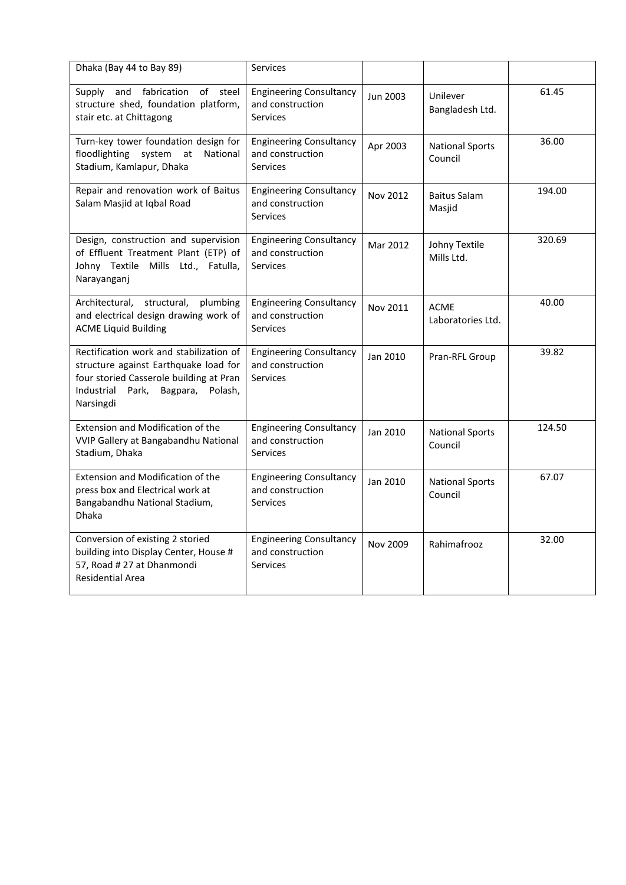| | | | | |
|---|---|---|---|---|
| Dhaka (Bay 44 to Bay 89) | Services | | | |
| Supply and fabrication of steel structure shed, foundation platform, stair etc. at Chittagong | Engineering Consultancy and construction Services | Jun 2003 | Unilever Bangladesh Ltd. | 61.45 |
| Turn-key tower foundation design for floodlighting system at National Stadium, Kamlapur, Dhaka | Engineering Consultancy and construction Services | Apr 2003 | National Sports Council | 36.00 |
| Repair and renovation work of Baitus Salam Masjid at Iqbal Road | Engineering Consultancy and construction Services | Nov 2012 | Baitus Salam Masjid | 194.00 |
| Design, construction and supervision of Effluent Treatment Plant (ETP) of Johny Textile Mills Ltd., Fatulla, Narayanganj | Engineering Consultancy and construction Services | Mar 2012 | Johny Textile Mills Ltd. | 320.69 |
| Architectural, structural, plumbing and electrical design drawing work of ACME Liquid Building | Engineering Consultancy and construction Services | Nov 2011 | ACME Laboratories Ltd. | 40.00 |
| Rectification work and stabilization of structure against Earthquake load for four storied Casserole building at Pran Industrial Park, Bagpara, Polash, Narsingdi | Engineering Consultancy and construction Services | Jan 2010 | Pran-RFL Group | 39.82 |
| Extension and Modification of the VVIP Gallery at Bangabandhu National Stadium, Dhaka | Engineering Consultancy and construction Services | Jan 2010 | National Sports Council | 124.50 |
| Extension and Modification of the press box and Electrical work at Bangabandhu National Stadium, Dhaka | Engineering Consultancy and construction Services | Jan 2010 | National Sports Council | 67.07 |
| Conversion of existing 2 storied building into Display Center, House # 57, Road # 27 at Dhanmondi Residential Area | Engineering Consultancy and construction Services | Nov 2009 | Rahimafrooz | 32.00 |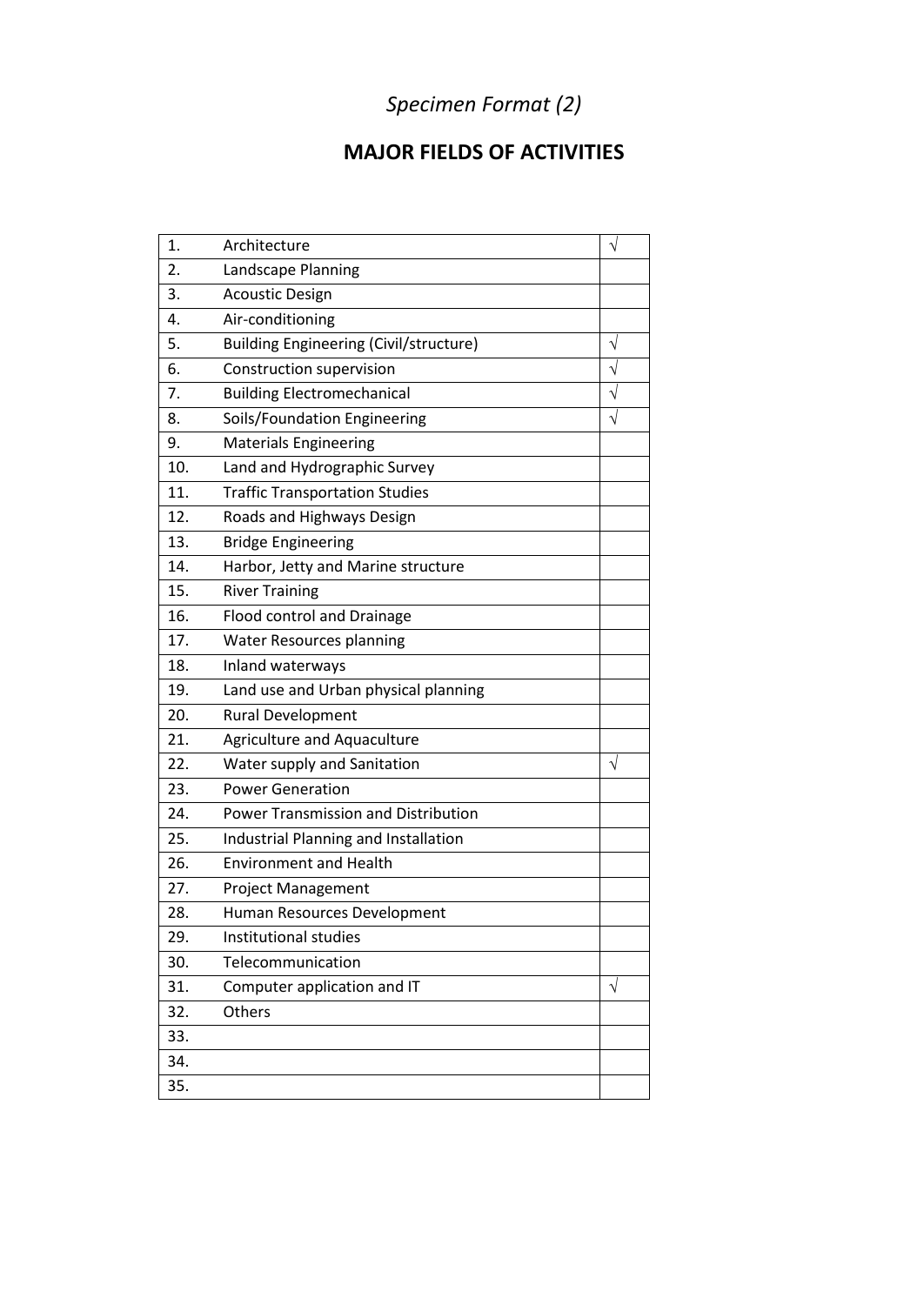*Specimen Format (2)*

## MAJOR FIELDS OF ACTIVITIES

| | | |
|---|---|---|
| 1. | Architecture | √ |
| 2. | Landscape Planning | |
| 3. | Acoustic Design | |
| 4. | Air-conditioning | |
| 5. | Building Engineering (Civil/structure) | √ |
| 6. | Construction supervision | √ |
| 7. | Building Electromechanical | √ |
| 8. | Soils/Foundation Engineering | √ |
| 9. | Materials Engineering | |
| 10. | Land and Hydrographic Survey | |
| 11. | Traffic Transportation Studies | |
| 12. | Roads and Highways Design | |
| 13. | Bridge Engineering | |
| 14. | Harbor, Jetty and Marine structure | |
| 15. | River Training | |
| 16. | Flood control and Drainage | |
| 17. | Water Resources planning | |
| 18. | Inland waterways | |
| 19. | Land use and Urban physical planning | |
| 20. | Rural Development | |
| 21. | Agriculture and Aquaculture | |
| 22. | Water supply and Sanitation | √ |
| 23. | Power Generation | |
| 24. | Power Transmission and Distribution | |
| 25. | Industrial Planning and Installation | |
| 26. | Environment and Health | |
| 27. | Project Management | |
| 28. | Human Resources Development | |
| 29. | Institutional studies | |
| 30. | Telecommunication | |
| 31. | Computer application and IT | √ |
| 32. | Others | |
| 33. | | |
| 34. | | |
| 35. | | |